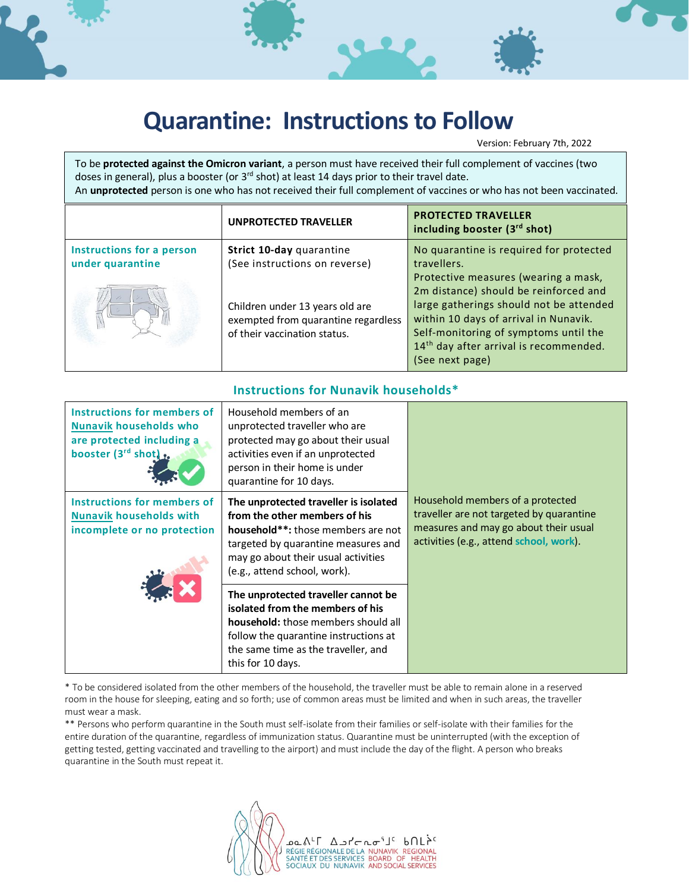# Quarantine: Instructions to Follow

Version: February 7th, 2022

To be **protected against the Omicron variant**, a person must have received their full complement of vaccines (two doses in general), plus a booster (or 3rd shot) at least 14 days prior to their travel date.
An **unprotected** person is one who has not received their full complement of vaccines or who has not been vaccinated.

| | **UNPROTECTED TRAVELLER** | **PROTECTED TRAVELLER including booster (3rd shot)** |
|---|---|---|
| Instructions for a person under quarantine | **Strict 10-day** quarantine (See instructions on reverse)<br><br>Children under 13 years old are exempted from quarantine regardless of their vaccination status. | No quarantine is required for protected travellers.<br>Protective measures (wearing a mask, 2m distance) should be reinforced and large gatherings should not be attended within 10 days of arrival in Nunavik.<br>Self-monitoring of symptoms until the 14th day after arrival is recommended.<br>(See next page) |

## Instructions for Nunavik households*

| | | |
|---|---|---|
| Instructions for members of Nunavik households who are protected including a booster (3rd shot) | Household members of an unprotected traveller who are protected may go about their usual activities even if an unprotected person in their home is under quarantine for 10 days. | Household members of a protected traveller are not targeted by quarantine measures and may go about their usual activities (e.g., attend school, work). |
| Instructions for members of Nunavik households with incomplete or no protection | **The unprotected traveller is isolated from the other members of his household\*\*:** those members are not targeted by quarantine measures and may go about their usual activities (e.g., attend school, work). | |
| | **The unprotected traveller cannot be isolated from the members of his household:** those members should all follow the quarantine instructions at the same time as the traveller, and this for 10 days. | |

\* To be considered isolated from the other members of the household, the traveller must be able to remain alone in a reserved room in the house for sleeping, eating and so forth; use of common areas must be limited and when in such areas, the traveller must wear a mask.

\*\* Persons who perform quarantine in the South must self-isolate from their families or self-isolate with their families for the entire duration of the quarantine, regardless of immunization status. Quarantine must be uninterrupted (with the exception of getting tested, getting vaccinated and travelling to the airport) and must include the day of the flight. A person who breaks quarantine in the South must repeat it.

ᓄᓇᕕᒻᒥ ᐃᓗᓯᓕᕆᓂᕐᒧᑦ ᑲᑎᒪᔩᑦ
RÉGIE RÉGIONALE DE LA SANTÉ ET DES SERVICES SOCIAUX DU NUNAVIK
NUNAVIK REGIONAL BOARD OF HEALTH AND SOCIAL SERVICES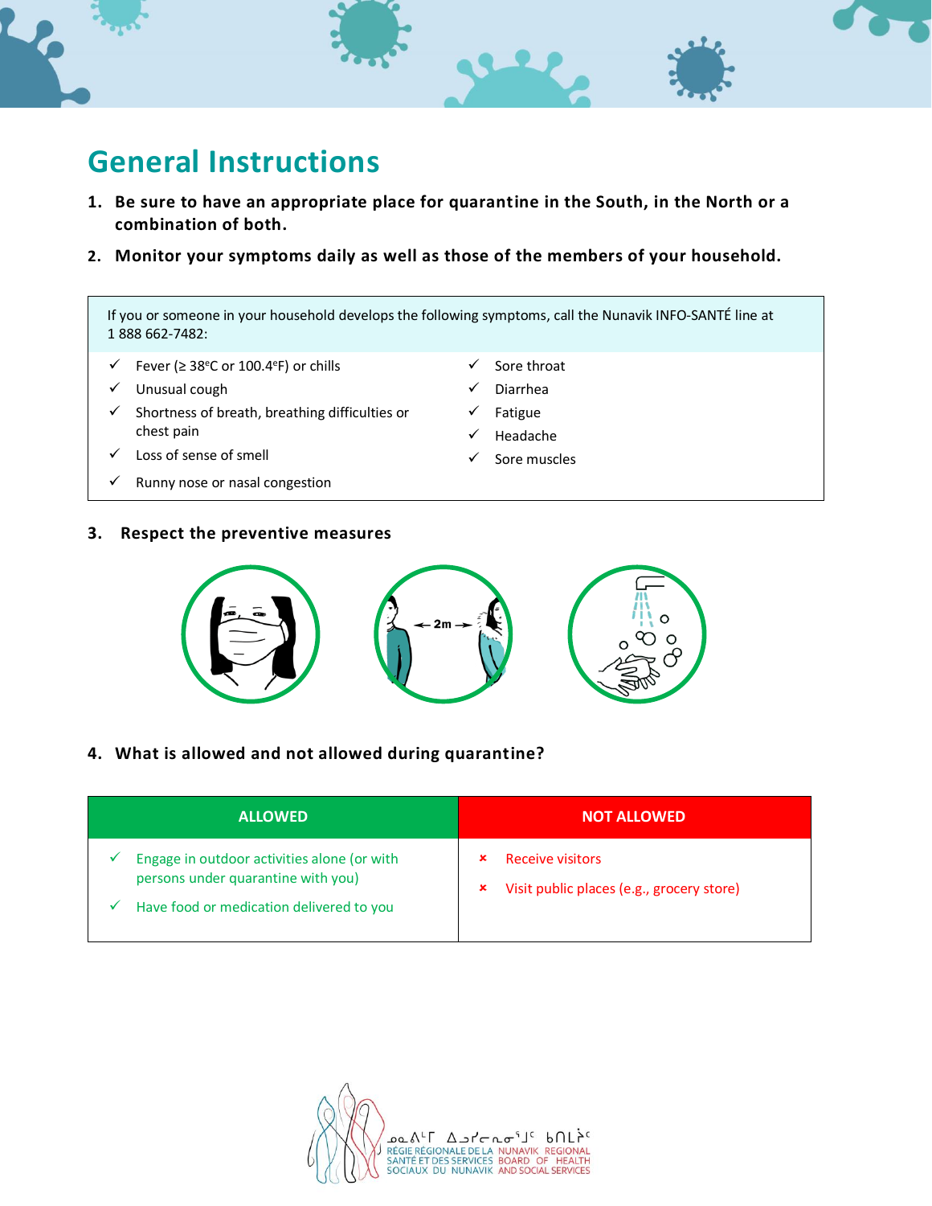## General Instructions

1. **Be sure to have an appropriate place for quarantine in the South, in the North or a combination of both.**
2. **Monitor your symptoms daily as well as those of the members of your household.**

If you or someone in your household develops the following symptoms, call the Nunavik INFO-SANTÉ line at 1 888 662-7482:

- ✓ Fever (≥ 38°C or 100.4°F) or chills
- ✓ Unusual cough
- ✓ Shortness of breath, breathing difficulties or chest pain
- ✓ Loss of sense of smell
- ✓ Runny nose or nasal congestion
- ✓ Sore throat
- ✓ Diarrhea
- ✓ Fatigue
- ✓ Headache
- ✓ Sore muscles

3. **Respect the preventive measures**

2m

4. **What is allowed and not allowed during quarantine?**

| ALLOWED | NOT ALLOWED |
|---|---|
| ✓ Engage in outdoor activities alone (or with persons under quarantine with you) | × Receive visitors |
| ✓ Have food or medication delivered to you | × Visit public places (e.g., grocery store) |

ᓄᓇᕕᒻᒥ ᐃᓗᓯᓕᕆᓂᖅᑯᑦ ᑲᑎᒪᔨᖏᑦ
RÉGIE RÉGIONALE DE LA SANTÉ ET DES SERVICES SOCIAUX DU NUNAVIK
NUNAVIK REGIONAL BOARD OF HEALTH AND SOCIAL SERVICES